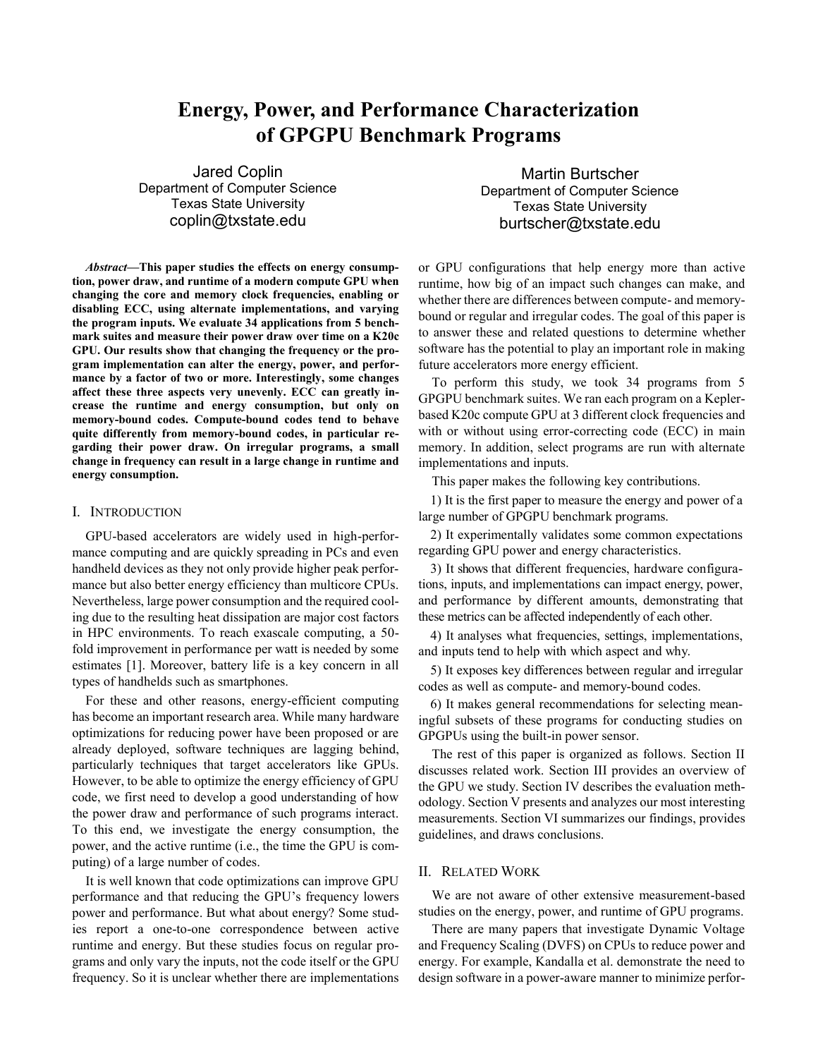# Energy, Power, and Performance Characterization of GPGPU Benchmark Programs

Jared Coplin
Department of Computer Science
Texas State University
coplin@txstate.edu

Martin Burtscher
Department of Computer Science
Texas State University
burtscher@txstate.edu

***Abstract*—This paper studies the effects on energy consumption, power draw, and runtime of a modern compute GPU when changing the core and memory clock frequencies, enabling or disabling ECC, using alternate implementations, and varying the program inputs. We evaluate 34 applications from 5 benchmark suites and measure their power draw over time on a K20c GPU. Our results show that changing the frequency or the program implementation can alter the energy, power, and performance by a factor of two or more. Interestingly, some changes affect these three aspects very unevenly. ECC can greatly increase the runtime and energy consumption, but only on memory-bound codes. Compute-bound codes tend to behave quite differently from memory-bound codes, in particular regarding their power draw. On irregular programs, a small change in frequency can result in a large change in runtime and energy consumption.**

## I. Introduction

GPU-based accelerators are widely used in high-performance computing and are quickly spreading in PCs and even handheld devices as they not only provide higher peak performance but also better energy efficiency than multicore CPUs. Nevertheless, large power consumption and the required cooling due to the resulting heat dissipation are major cost factors in HPC environments. To reach exascale computing, a 50-fold improvement in performance per watt is needed by some estimates [1]. Moreover, battery life is a key concern in all types of handhelds such as smartphones.

For these and other reasons, energy-efficient computing has become an important research area. While many hardware optimizations for reducing power have been proposed or are already deployed, software techniques are lagging behind, particularly techniques that target accelerators like GPUs. However, to be able to optimize the energy efficiency of GPU code, we first need to develop a good understanding of how the power draw and performance of such programs interact. To this end, we investigate the energy consumption, the power, and the active runtime (i.e., the time the GPU is computing) of a large number of codes.

It is well known that code optimizations can improve GPU performance and that reducing the GPU's frequency lowers power and performance. But what about energy? Some studies report a one-to-one correspondence between active runtime and energy. But these studies focus on regular programs and only vary the inputs, not the code itself or the GPU frequency. So it is unclear whether there are implementations or GPU configurations that help energy more than active runtime, how big of an impact such changes can make, and whether there are differences between compute- and memory-bound or regular and irregular codes. The goal of this paper is to answer these and related questions to determine whether software has the potential to play an important role in making future accelerators more energy efficient.

To perform this study, we took 34 programs from 5 GPGPU benchmark suites. We ran each program on a Kepler-based K20c compute GPU at 3 different clock frequencies and with or without using error-correcting code (ECC) in main memory. In addition, select programs are run with alternate implementations and inputs.

This paper makes the following key contributions.

1) It is the first paper to measure the energy and power of a large number of GPGPU benchmark programs.

2) It experimentally validates some common expectations regarding GPU power and energy characteristics.

3) It shows that different frequencies, hardware configurations, inputs, and implementations can impact energy, power, and performance by different amounts, demonstrating that these metrics can be affected independently of each other.

4) It analyses what frequencies, settings, implementations, and inputs tend to help with which aspect and why.

5) It exposes key differences between regular and irregular codes as well as compute- and memory-bound codes.

6) It makes general recommendations for selecting meaningful subsets of these programs for conducting studies on GPGPUs using the built-in power sensor.

The rest of this paper is organized as follows. Section II discusses related work. Section III provides an overview of the GPU we study. Section IV describes the evaluation methodology. Section V presents and analyzes our most interesting measurements. Section VI summarizes our findings, provides guidelines, and draws conclusions.

## II. Related Work

We are not aware of other extensive measurement-based studies on the energy, power, and runtime of GPU programs.

There are many papers that investigate Dynamic Voltage and Frequency Scaling (DVFS) on CPUs to reduce power and energy. For example, Kandalla et al. demonstrate the need to design software in a power-aware manner to minimize perfor-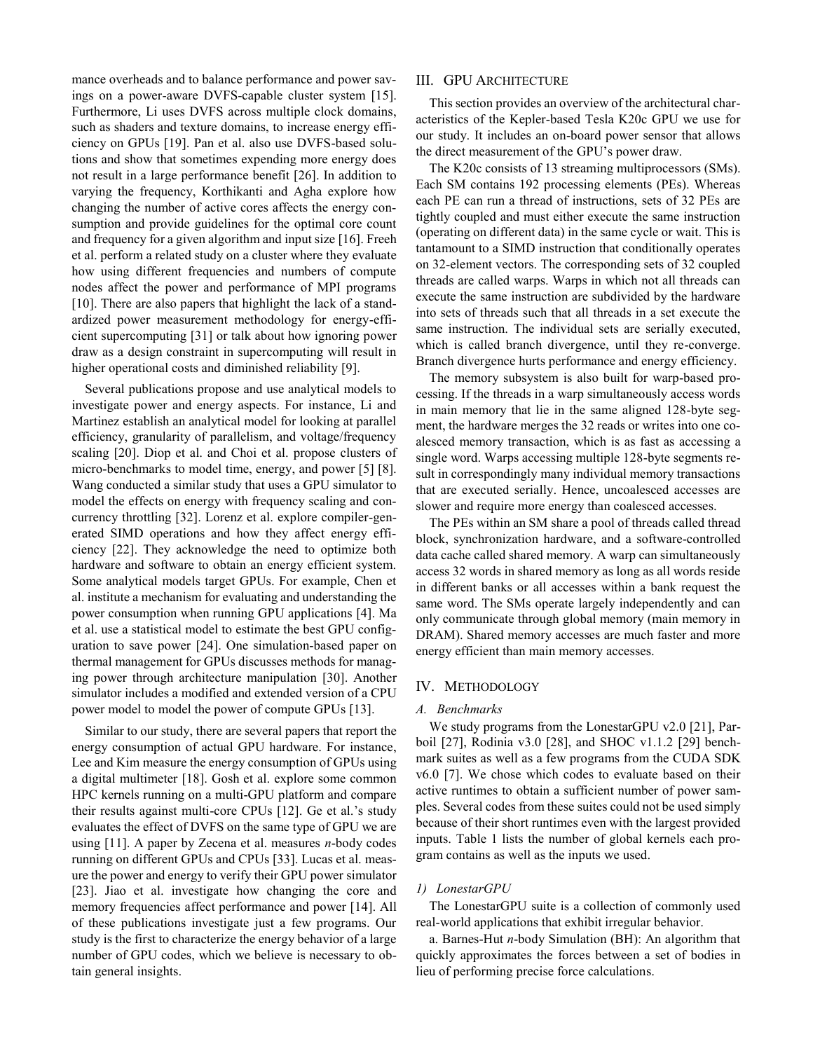mance overheads and to balance performance and power savings on a power-aware DVFS-capable cluster system [15]. Furthermore, Li uses DVFS across multiple clock domains, such as shaders and texture domains, to increase energy efficiency on GPUs [19]. Pan et al. also use DVFS-based solutions and show that sometimes expending more energy does not result in a large performance benefit [26]. In addition to varying the frequency, Korthikanti and Agha explore how changing the number of active cores affects the energy consumption and provide guidelines for the optimal core count and frequency for a given algorithm and input size [16]. Freeh et al. perform a related study on a cluster where they evaluate how using different frequencies and numbers of compute nodes affect the power and performance of MPI programs [10]. There are also papers that highlight the lack of a standardized power measurement methodology for energy-efficient supercomputing [31] or talk about how ignoring power draw as a design constraint in supercomputing will result in higher operational costs and diminished reliability [9].

Several publications propose and use analytical models to investigate power and energy aspects. For instance, Li and Martinez establish an analytical model for looking at parallel efficiency, granularity of parallelism, and voltage/frequency scaling [20]. Diop et al. and Choi et al. propose clusters of micro-benchmarks to model time, energy, and power [5] [8]. Wang conducted a similar study that uses a GPU simulator to model the effects on energy with frequency scaling and concurrency throttling [32]. Lorenz et al. explore compiler-generated SIMD operations and how they affect energy efficiency [22]. They acknowledge the need to optimize both hardware and software to obtain an energy efficient system. Some analytical models target GPUs. For example, Chen et al. institute a mechanism for evaluating and understanding the power consumption when running GPU applications [4]. Ma et al. use a statistical model to estimate the best GPU configuration to save power [24]. One simulation-based paper on thermal management for GPUs discusses methods for managing power through architecture manipulation [30]. Another simulator includes a modified and extended version of a CPU power model to model the power of compute GPUs [13].

Similar to our study, there are several papers that report the energy consumption of actual GPU hardware. For instance, Lee and Kim measure the energy consumption of GPUs using a digital multimeter [18]. Gosh et al. explore some common HPC kernels running on a multi-GPU platform and compare their results against multi-core CPUs [12]. Ge et al.'s study evaluates the effect of DVFS on the same type of GPU we are using [11]. A paper by Zecena et al. measures *n*-body codes running on different GPUs and CPUs [33]. Lucas et al. measure the power and energy to verify their GPU power simulator [23]. Jiao et al. investigate how changing the core and memory frequencies affect performance and power [14]. All of these publications investigate just a few programs. Our study is the first to characterize the energy behavior of a large number of GPU codes, which we believe is necessary to obtain general insights.

## III. GPU Architecture

This section provides an overview of the architectural characteristics of the Kepler-based Tesla K20c GPU we use for our study. It includes an on-board power sensor that allows the direct measurement of the GPU's power draw.

The K20c consists of 13 streaming multiprocessors (SMs). Each SM contains 192 processing elements (PEs). Whereas each PE can run a thread of instructions, sets of 32 PEs are tightly coupled and must either execute the same instruction (operating on different data) in the same cycle or wait. This is tantamount to a SIMD instruction that conditionally operates on 32-element vectors. The corresponding sets of 32 coupled threads are called warps. Warps in which not all threads can execute the same instruction are subdivided by the hardware into sets of threads such that all threads in a set execute the same instruction. The individual sets are serially executed, which is called branch divergence, until they re-converge. Branch divergence hurts performance and energy efficiency.

The memory subsystem is also built for warp-based processing. If the threads in a warp simultaneously access words in main memory that lie in the same aligned 128-byte segment, the hardware merges the 32 reads or writes into one coalesced memory transaction, which is as fast as accessing a single word. Warps accessing multiple 128-byte segments result in correspondingly many individual memory transactions that are executed serially. Hence, uncoalesced accesses are slower and require more energy than coalesced accesses.

The PEs within an SM share a pool of threads called thread block, synchronization hardware, and a software-controlled data cache called shared memory. A warp can simultaneously access 32 words in shared memory as long as all words reside in different banks or all accesses within a bank request the same word. The SMs operate largely independently and can only communicate through global memory (main memory in DRAM). Shared memory accesses are much faster and more energy efficient than main memory accesses.

## IV. Methodology

### A. Benchmarks

We study programs from the LonestarGPU v2.0 [21], Parboil [27], Rodinia v3.0 [28], and SHOC v1.1.2 [29] benchmark suites as well as a few programs from the CUDA SDK v6.0 [7]. We chose which codes to evaluate based on their active runtimes to obtain a sufficient number of power samples. Several codes from these suites could not be used simply because of their short runtimes even with the largest provided inputs. Table 1 lists the number of global kernels each program contains as well as the inputs we used.

#### 1) LonestarGPU

The LonestarGPU suite is a collection of commonly used real-world applications that exhibit irregular behavior.

a. Barnes-Hut *n*-body Simulation (BH): An algorithm that quickly approximates the forces between a set of bodies in lieu of performing precise force calculations.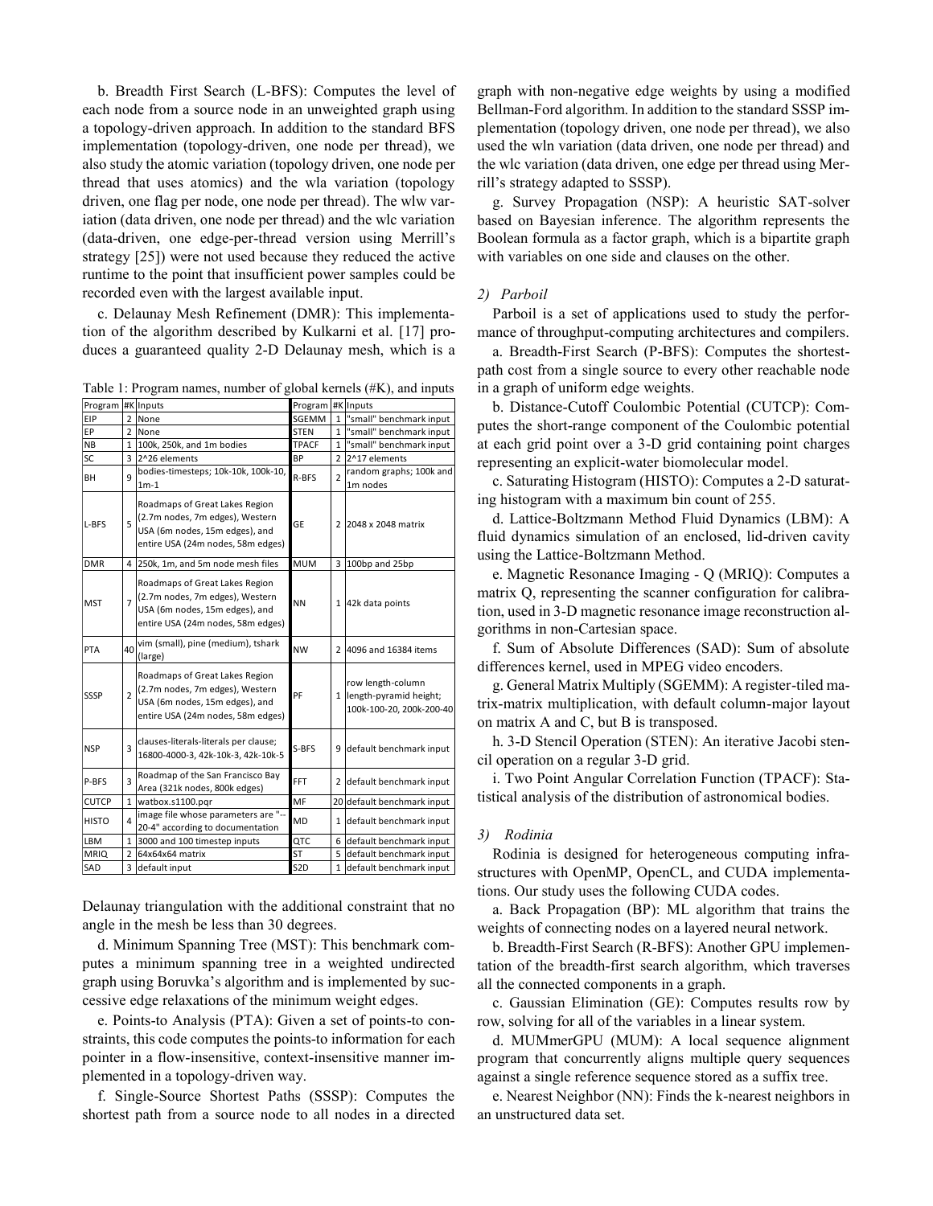b. Breadth First Search (L-BFS): Computes the level of each node from a source node in an unweighted graph using a topology-driven approach. In addition to the standard BFS implementation (topology-driven, one node per thread), we also study the atomic variation (topology driven, one node per thread that uses atomics) and the wla variation (topology driven, one flag per node, one node per thread). The wlw variation (data driven, one node per thread) and the wlc variation (data-driven, one edge-per-thread version using Merrill's strategy [25]) were not used because they reduced the active runtime to the point that insufficient power samples could be recorded even with the largest available input.

c. Delaunay Mesh Refinement (DMR): This implementation of the algorithm described by Kulkarni et al. [17] produces a guaranteed quality 2-D Delaunay mesh, which is a Delaunay triangulation with the additional constraint that no angle in the mesh be less than 30 degrees.

Table 1: Program names, number of global kernels (#K), and inputs

| Program | #K | Inputs | Program | #K | Inputs |
|---|---|---|---|---|---|
| EIP | 2 | None | SGEMM | 1 | "small" benchmark input |
| EP | 2 | None | STEN | 1 | "small" benchmark input |
| NB | 1 | 100k, 250k, and 1m bodies | TPACF | 1 | "small" benchmark input |
| SC | 3 | 2^26 elements | BP | 2 | 2^17 elements |
| BH | 9 | bodies-timesteps; 10k-10k, 100k-10, 1m-1 | R-BFS | 2 | random graphs; 100k and 1m nodes |
| L-BFS | 5 | Roadmaps of Great Lakes Region (2.7m nodes, 7m edges), Western USA (6m nodes, 15m edges), and entire USA (24m nodes, 58m edges) | GE | 2 | 2048 x 2048 matrix |
| DMR | 4 | 250k, 1m, and 5m node mesh files | MUM | 3 | 100bp and 25bp |
| MST | 7 | Roadmaps of Great Lakes Region (2.7m nodes, 7m edges), Western USA (6m nodes, 15m edges), and entire USA (24m nodes, 58m edges) | NN | 1 | 42k data points |
| PTA | 40 | vim (small), pine (medium), tshark (large) | NW | 2 | 4096 and 16384 items |
| SSSP | 2 | Roadmaps of Great Lakes Region (2.7m nodes, 7m edges), Western USA (6m nodes, 15m edges), and entire USA (24m nodes, 58m edges) | PF | 1 | row length-column length-pyramid height; 100k-100-20, 200k-200-40 |
| NSP | 3 | clauses-literals-literals per clause; 16800-4000-3, 42k-10k-3, 42k-10k-5 | S-BFS | 9 | default benchmark input |
| P-BFS | 3 | Roadmap of the San Francisco Bay Area (321k nodes, 800k edges) | FFT | 2 | default benchmark input |
| CUTCP | 1 | watbox.s1100.pqr | MF | 20 | default benchmark input |
| HISTO | 4 | image file whose parameters are "--20-4" according to documentation | MD | 1 | default benchmark input |
| LBM | 1 | 3000 and 100 timestep inputs | QTC | 6 | default benchmark input |
| MRIQ | 2 | 64x64x64 matrix | ST | 5 | default benchmark input |
| SAD | 3 | default input | S2D | 1 | default benchmark input |

d. Minimum Spanning Tree (MST): This benchmark computes a minimum spanning tree in a weighted undirected graph using Boruvka's algorithm and is implemented by successive edge relaxations of the minimum weight edges.

e. Points-to Analysis (PTA): Given a set of points-to constraints, this code computes the points-to information for each pointer in a flow-insensitive, context-insensitive manner implemented in a topology-driven way.

f. Single-Source Shortest Paths (SSSP): Computes the shortest path from a source node to all nodes in a directed graph with non-negative edge weights by using a modified Bellman-Ford algorithm. In addition to the standard SSSP implementation (topology driven, one node per thread), we also used the wln variation (data driven, one node per thread) and the wlc variation (data driven, one edge per thread using Merrill's strategy adapted to SSSP).

g. Survey Propagation (NSP): A heuristic SAT-solver based on Bayesian inference. The algorithm represents the Boolean formula as a factor graph, which is a bipartite graph with variables on one side and clauses on the other.

### 2) Parboil

Parboil is a set of applications used to study the performance of throughput-computing architectures and compilers.

a. Breadth-First Search (P-BFS): Computes the shortest-path cost from a single source to every other reachable node in a graph of uniform edge weights.

b. Distance-Cutoff Coulombic Potential (CUTCP): Computes the short-range component of the Coulombic potential at each grid point over a 3-D grid containing point charges representing an explicit-water biomolecular model.

c. Saturating Histogram (HISTO): Computes a 2-D saturating histogram with a maximum bin count of 255.

d. Lattice-Boltzmann Method Fluid Dynamics (LBM): A fluid dynamics simulation of an enclosed, lid-driven cavity using the Lattice-Boltzmann Method.

e. Magnetic Resonance Imaging - Q (MRIQ): Computes a matrix Q, representing the scanner configuration for calibration, used in 3-D magnetic resonance image reconstruction algorithms in non-Cartesian space.

f. Sum of Absolute Differences (SAD): Sum of absolute differences kernel, used in MPEG video encoders.

g. General Matrix Multiply (SGEMM): A register-tiled matrix-matrix multiplication, with default column-major layout on matrix A and C, but B is transposed.

h. 3-D Stencil Operation (STEN): An iterative Jacobi stencil operation on a regular 3-D grid.

i. Two Point Angular Correlation Function (TPACF): Statistical analysis of the distribution of astronomical bodies.

### 3) Rodinia

Rodinia is designed for heterogeneous computing infrastructures with OpenMP, OpenCL, and CUDA implementations. Our study uses the following CUDA codes.

a. Back Propagation (BP): ML algorithm that trains the weights of connecting nodes on a layered neural network.

b. Breadth-First Search (R-BFS): Another GPU implementation of the breadth-first search algorithm, which traverses all the connected components in a graph.

c. Gaussian Elimination (GE): Computes results row by row, solving for all of the variables in a linear system.

d. MUMmerGPU (MUM): A local sequence alignment program that concurrently aligns multiple query sequences against a single reference sequence stored as a suffix tree.

e. Nearest Neighbor (NN): Finds the k-nearest neighbors in an unstructured data set.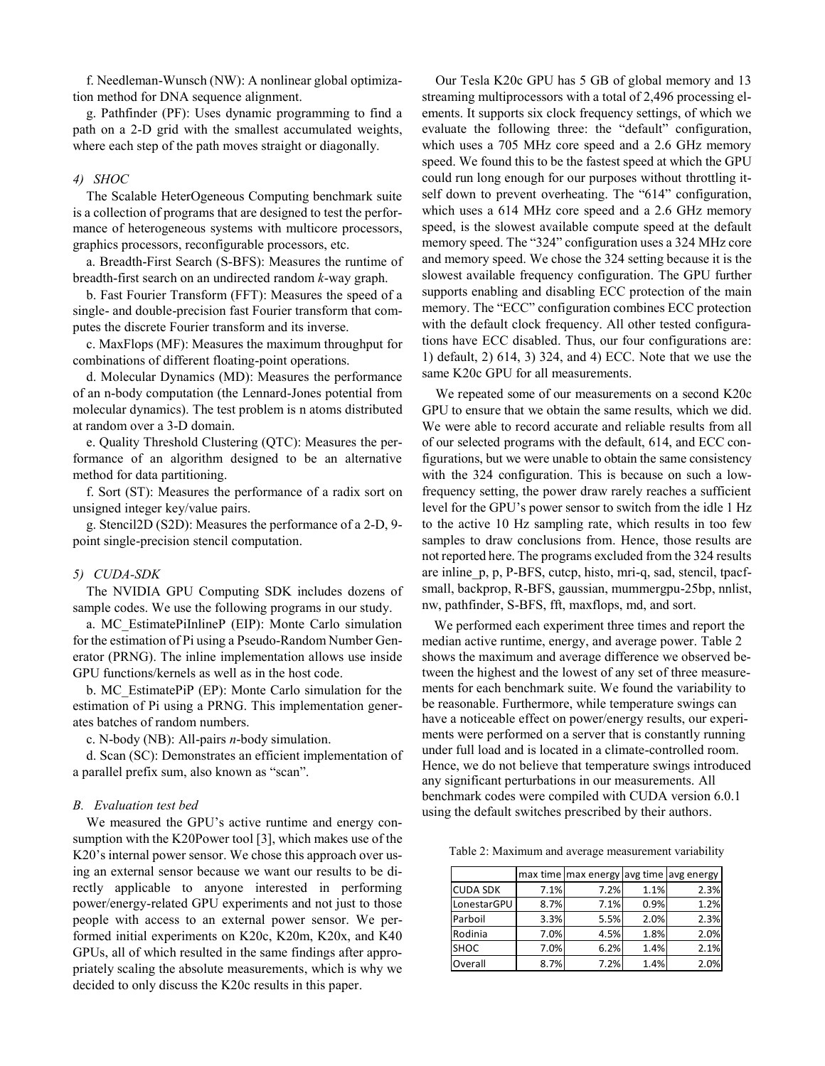f. Needleman-Wunsch (NW): A nonlinear global optimization method for DNA sequence alignment.

g. Pathfinder (PF): Uses dynamic programming to find a path on a 2-D grid with the smallest accumulated weights, where each step of the path moves straight or diagonally.

#### 4) SHOC

The Scalable HeterOgeneous Computing benchmark suite is a collection of programs that are designed to test the performance of heterogeneous systems with multicore processors, graphics processors, reconfigurable processors, etc.

a. Breadth-First Search (S-BFS): Measures the runtime of breadth-first search on an undirected random *k*-way graph.

b. Fast Fourier Transform (FFT): Measures the speed of a single- and double-precision fast Fourier transform that computes the discrete Fourier transform and its inverse.

c. MaxFlops (MF): Measures the maximum throughput for combinations of different floating-point operations.

d. Molecular Dynamics (MD): Measures the performance of an n-body computation (the Lennard-Jones potential from molecular dynamics). The test problem is n atoms distributed at random over a 3-D domain.

e. Quality Threshold Clustering (QTC): Measures the performance of an algorithm designed to be an alternative method for data partitioning.

f. Sort (ST): Measures the performance of a radix sort on unsigned integer key/value pairs.

g. Stencil2D (S2D): Measures the performance of a 2-D, 9-point single-precision stencil computation.

#### 5) CUDA-SDK

The NVIDIA GPU Computing SDK includes dozens of sample codes. We use the following programs in our study.

a. MC_EstimatePiInlineP (EIP): Monte Carlo simulation for the estimation of Pi using a Pseudo-Random Number Generator (PRNG). The inline implementation allows use inside GPU functions/kernels as well as in the host code.

b. MC_EstimatePiP (EP): Monte Carlo simulation for the estimation of Pi using a PRNG. This implementation generates batches of random numbers.

c. N-body (NB): All-pairs *n*-body simulation.

d. Scan (SC): Demonstrates an efficient implementation of a parallel prefix sum, also known as "scan".

### B. Evaluation test bed

We measured the GPU's active runtime and energy consumption with the K20Power tool [3], which makes use of the K20's internal power sensor. We chose this approach over using an external sensor because we want our results to be directly applicable to anyone interested in performing power/energy-related GPU experiments and not just to those people with access to an external power sensor. We performed initial experiments on K20c, K20m, K20x, and K40 GPUs, all of which resulted in the same findings after appropriately scaling the absolute measurements, which is why we decided to only discuss the K20c results in this paper.

Our Tesla K20c GPU has 5 GB of global memory and 13 streaming multiprocessors with a total of 2,496 processing elements. It supports six clock frequency settings, of which we evaluate the following three: the "default" configuration, which uses a 705 MHz core speed and a 2.6 GHz memory speed. We found this to be the fastest speed at which the GPU could run long enough for our purposes without throttling itself down to prevent overheating. The "614" configuration, which uses a 614 MHz core speed and a 2.6 GHz memory speed, is the slowest available compute speed at the default memory speed. The "324" configuration uses a 324 MHz core and memory speed. We chose the 324 setting because it is the slowest available frequency configuration. The GPU further supports enabling and disabling ECC protection of the main memory. The "ECC" configuration combines ECC protection with the default clock frequency. All other tested configurations have ECC disabled. Thus, our four configurations are: 1) default, 2) 614, 3) 324, and 4) ECC. Note that we use the same K20c GPU for all measurements.

We repeated some of our measurements on a second K20c GPU to ensure that we obtain the same results, which we did. We were able to record accurate and reliable results from all of our selected programs with the default, 614, and ECC configurations, but we were unable to obtain the same consistency with the 324 configuration. This is because on such a low-frequency setting, the power draw rarely reaches a sufficient level for the GPU's power sensor to switch from the idle 1 Hz to the active 10 Hz sampling rate, which results in too few samples to draw conclusions from. Hence, those results are not reported here. The programs excluded from the 324 results are inline_p, p, P-BFS, cutcp, histo, mri-q, sad, stencil, tpacf-small, backprop, R-BFS, gaussian, mummergpu-25bp, nnlist, nw, pathfinder, S-BFS, fft, maxflops, md, and sort.

We performed each experiment three times and report the median active runtime, energy, and average power. Table 2 shows the maximum and average difference we observed between the highest and the lowest of any set of three measurements for each benchmark suite. We found the variability to be reasonable. Furthermore, while temperature swings can have a noticeable effect on power/energy results, our experiments were performed on a server that is constantly running under full load and is located in a climate-controlled room. Hence, we do not believe that temperature swings introduced any significant perturbations in our measurements. All benchmark codes were compiled with CUDA version 6.0.1 using the default switches prescribed by their authors.

Table 2: Maximum and average measurement variability

| | max time | max energy | avg time | avg energy |
|---|---|---|---|---|
| CUDA SDK | 7.1% | 7.2% | 1.1% | 2.3% |
| LonestarGPU | 8.7% | 7.1% | 0.9% | 1.2% |
| Parboil | 3.3% | 5.5% | 2.0% | 2.3% |
| Rodinia | 7.0% | 4.5% | 1.8% | 2.0% |
| SHOC | 7.0% | 6.2% | 1.4% | 2.1% |
| Overall | 8.7% | 7.2% | 1.4% | 2.0% |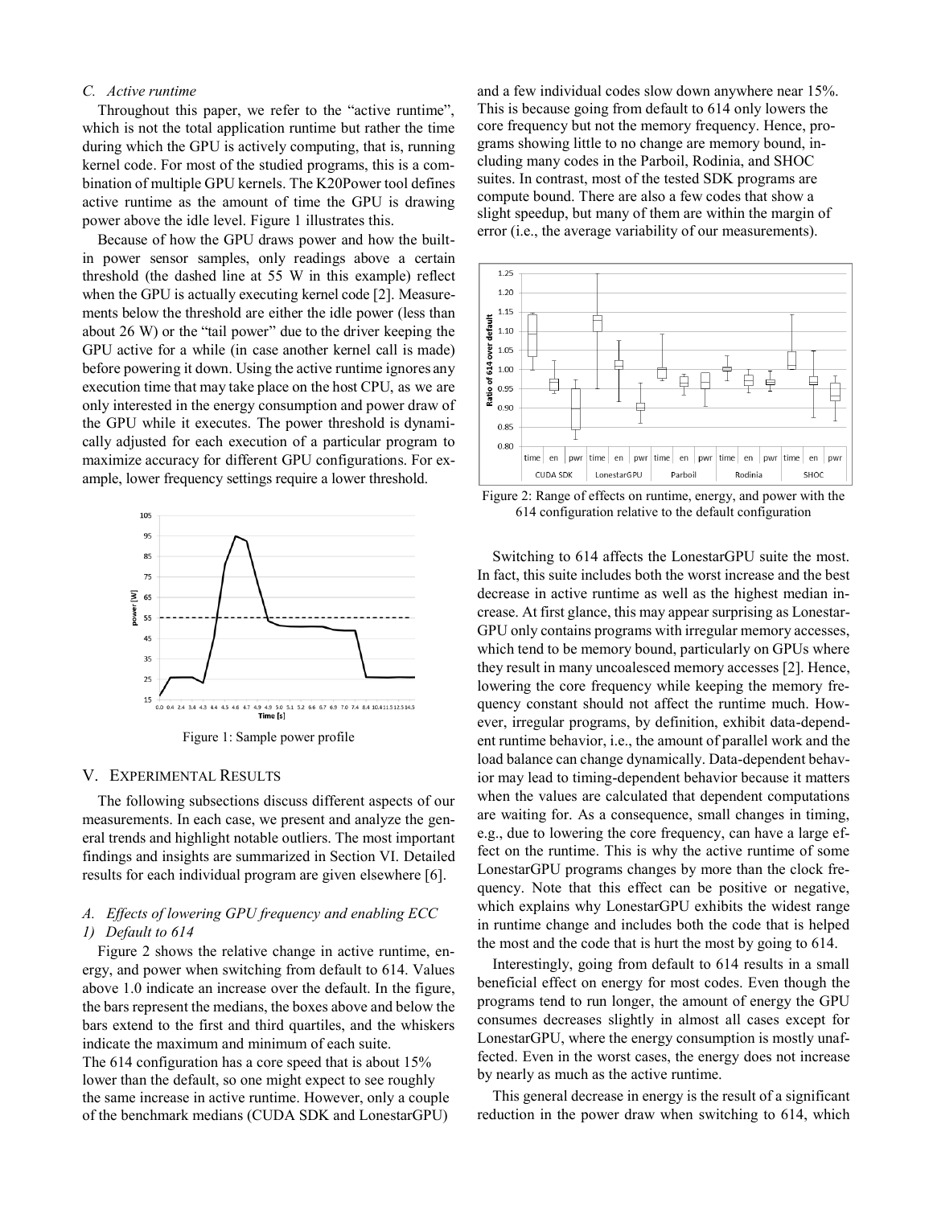### C. Active runtime

Throughout this paper, we refer to the "active runtime", which is not the total application runtime but rather the time during which the GPU is actively computing, that is, running kernel code. For most of the studied programs, this is a combination of multiple GPU kernels. The K20Power tool defines active runtime as the amount of time the GPU is drawing power above the idle level. Figure 1 illustrates this.

Because of how the GPU draws power and how the built-in power sensor samples, only readings above a certain threshold (the dashed line at 55 W in this example) reflect when the GPU is actually executing kernel code [2]. Measurements below the threshold are either the idle power (less than about 26 W) or the "tail power" due to the driver keeping the GPU active for a while (in case another kernel call is made) before powering it down. Using the active runtime ignores any execution time that may take place on the host CPU, as we are only interested in the energy consumption and power draw of the GPU while it executes. The power threshold is dynamically adjusted for each execution of a particular program to maximize accuracy for different GPU configurations. For example, lower frequency settings require a lower threshold.

power [W]
105
95
85
75
65
55
45
35
25
15
0.0 0.4 2.4 3.4 4.3 4.4 4.5 4.6 4.7 4.9 4.9 5.0 5.1 5.2 6.6 6.7 6.9 7.0 7.4 8.4 10.4 11.5 12.5 14.5
Time [s]

Figure 1: Sample power profile

## V. Experimental Results

The following subsections discuss different aspects of our measurements. In each case, we present and analyze the general trends and highlight notable outliers. The most important findings and insights are summarized in Section VI. Detailed results for each individual program are given elsewhere [6].

### A. Effects of lowering GPU frequency and enabling ECC

#### 1) Default to 614

Figure 2 shows the relative change in active runtime, energy, and power when switching from default to 614. Values above 1.0 indicate an increase over the default. In the figure, the bars represent the medians, the boxes above and below the bars extend to the first and third quartiles, and the whiskers indicate the maximum and minimum of each suite.

The 614 configuration has a core speed that is about 15% lower than the default, so one might expect to see roughly the same increase in active runtime. However, only a couple of the benchmark medians (CUDA SDK and LonestarGPU) and a few individual codes slow down anywhere near 15%. This is because going from default to 614 only lowers the core frequency but not the memory frequency. Hence, programs showing little to no change are memory bound, including many codes in the Parboil, Rodinia, and SHOC suites. In contrast, most of the tested SDK programs are compute bound. There are also a few codes that show a slight speedup, but many of them are within the margin of error (i.e., the average variability of our measurements).

Ratio of 614 over default
1.25
1.20
1.15
1.10
1.05
1.00
0.95
0.90
0.85
0.80
time en pwr time en pwr time en pwr time en pwr time en pwr
CUDA SDK LonestarGPU Parboil Rodinia SHOC

Figure 2: Range of effects on runtime, energy, and power with the 614 configuration relative to the default configuration

Switching to 614 affects the LonestarGPU suite the most. In fact, this suite includes both the worst increase and the best decrease in active runtime as well as the highest median increase. At first glance, this may appear surprising as LonestarGPU only contains programs with irregular memory accesses, which tend to be memory bound, particularly on GPUs where they result in many uncoalesced memory accesses [2]. Hence, lowering the core frequency while keeping the memory frequency constant should not affect the runtime much. However, irregular programs, by definition, exhibit data-dependent runtime behavior, i.e., the amount of parallel work and the load balance can change dynamically. Data-dependent behavior may lead to timing-dependent behavior because it matters when the values are calculated that dependent computations are waiting for. As a consequence, small changes in timing, e.g., due to lowering the core frequency, can have a large effect on the runtime. This is why the active runtime of some LonestarGPU programs changes by more than the clock frequency. Note that this effect can be positive or negative, which explains why LonestarGPU exhibits the widest range in runtime change and includes both the code that is helped the most and the code that is hurt the most by going to 614.

Interestingly, going from default to 614 results in a small beneficial effect on energy for most codes. Even though the programs tend to run longer, the amount of energy the GPU consumes decreases slightly in almost all cases except for LonestarGPU, where the energy consumption is mostly unaffected. Even in the worst cases, the energy does not increase by nearly as much as the active runtime.

This general decrease in energy is the result of a significant reduction in the power draw when switching to 614, which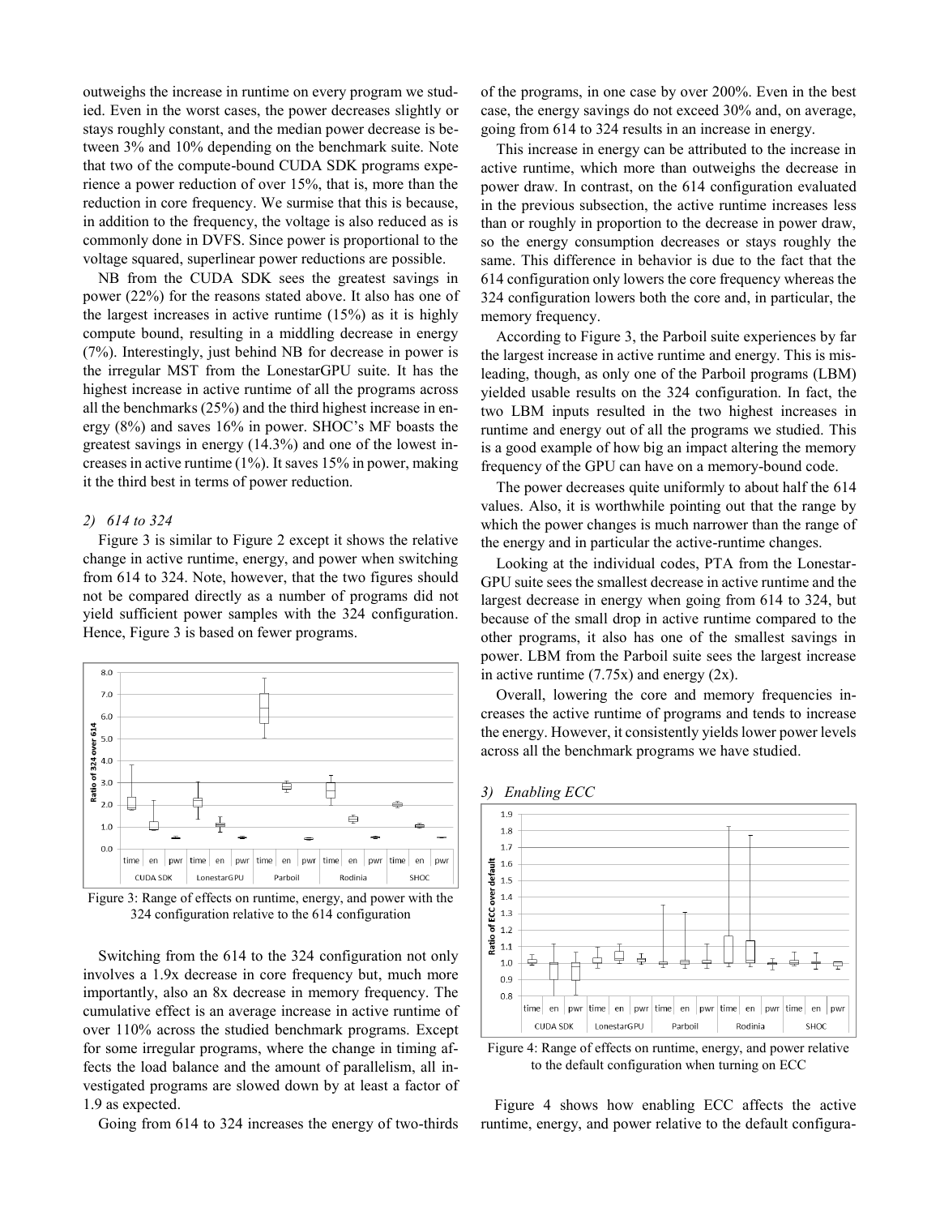outweighs the increase in runtime on every program we studied. Even in the worst cases, the power decreases slightly or stays roughly constant, and the median power decrease is between 3% and 10% depending on the benchmark suite. Note that two of the compute-bound CUDA SDK programs experience a power reduction of over 15%, that is, more than the reduction in core frequency. We surmise that this is because, in addition to the frequency, the voltage is also reduced as is commonly done in DVFS. Since power is proportional to the voltage squared, superlinear power reductions are possible.

NB from the CUDA SDK sees the greatest savings in power (22%) for the reasons stated above. It also has one of the largest increases in active runtime (15%) as it is highly compute bound, resulting in a middling decrease in energy (7%). Interestingly, just behind NB for decrease in power is the irregular MST from the LonestarGPU suite. It has the highest increase in active runtime of all the programs across all the benchmarks (25%) and the third highest increase in energy (8%) and saves 16% in power. SHOC's MF boasts the greatest savings in energy (14.3%) and one of the lowest increases in active runtime (1%). It saves 15% in power, making it the third best in terms of power reduction.

*2) 614 to 324*

Figure 3 is similar to Figure 2 except it shows the relative change in active runtime, energy, and power when switching from 614 to 324. Note, however, that the two figures should not be compared directly as a number of programs did not yield sufficient power samples with the 324 configuration. Hence, Figure 3 is based on fewer programs.

Figure 3: Range of effects on runtime, energy, and power with the 324 configuration relative to the 614 configuration

Switching from the 614 to the 324 configuration not only involves a 1.9x decrease in core frequency but, much more importantly, also an 8x decrease in memory frequency. The cumulative effect is an average increase in active runtime of over 110% across the studied benchmark programs. Except for some irregular programs, where the change in timing affects the load balance and the amount of parallelism, all investigated programs are slowed down by at least a factor of 1.9 as expected.

Going from 614 to 324 increases the energy of two-thirds of the programs, in one case by over 200%. Even in the best case, the energy savings do not exceed 30% and, on average, going from 614 to 324 results in an increase in energy.

This increase in energy can be attributed to the increase in active runtime, which more than outweighs the decrease in power draw. In contrast, on the 614 configuration evaluated in the previous subsection, the active runtime increases less than or roughly in proportion to the decrease in power draw, so the energy consumption decreases or stays roughly the same. This difference in behavior is due to the fact that the 614 configuration only lowers the core frequency whereas the 324 configuration lowers both the core and, in particular, the memory frequency.

According to Figure 3, the Parboil suite experiences by far the largest increase in active runtime and energy. This is misleading, though, as only one of the Parboil programs (LBM) yielded usable results on the 324 configuration. In fact, the two LBM inputs resulted in the two highest increases in runtime and energy out of all the programs we studied. This is a good example of how big an impact altering the memory frequency of the GPU can have on a memory-bound code.

The power decreases quite uniformly to about half the 614 values. Also, it is worthwhile pointing out that the range by which the power changes is much narrower than the range of the energy and in particular the active-runtime changes.

Looking at the individual codes, PTA from the LonestarGPU suite sees the smallest decrease in active runtime and the largest decrease in energy when going from 614 to 324, but because of the small drop in active runtime compared to the other programs, it also has one of the smallest savings in power. LBM from the Parboil suite sees the largest increase in active runtime (7.75x) and energy (2x).

Overall, lowering the core and memory frequencies increases the active runtime of programs and tends to increase the energy. However, it consistently yields lower power levels across all the benchmark programs we have studied.

*3) Enabling ECC*

Figure 4: Range of effects on runtime, energy, and power relative to the default configuration when turning on ECC

Figure 4 shows how enabling ECC affects the active runtime, energy, and power relative to the default configura-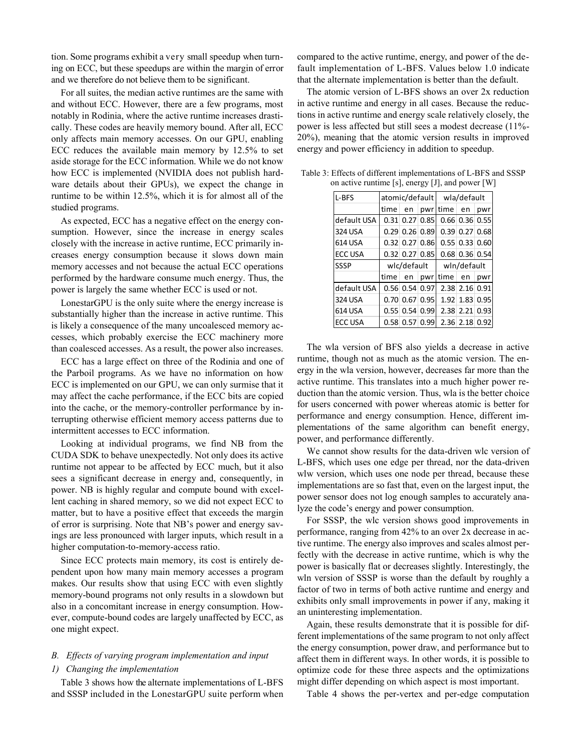tion. Some programs exhibit a very small speedup when turning on ECC, but these speedups are within the margin of error and we therefore do not believe them to be significant.

For all suites, the median active runtimes are the same with and without ECC. However, there are a few programs, most notably in Rodinia, where the active runtime increases drastically. These codes are heavily memory bound. After all, ECC only affects main memory accesses. On our GPU, enabling ECC reduces the available main memory by 12.5% to set aside storage for the ECC information. While we do not know how ECC is implemented (NVIDIA does not publish hardware details about their GPUs), we expect the change in runtime to be within 12.5%, which it is for almost all of the studied programs.

As expected, ECC has a negative effect on the energy consumption. However, since the increase in energy scales closely with the increase in active runtime, ECC primarily increases energy consumption because it slows down main memory accesses and not because the actual ECC operations performed by the hardware consume much energy. Thus, the power is largely the same whether ECC is used or not.

LonestarGPU is the only suite where the energy increase is substantially higher than the increase in active runtime. This is likely a consequence of the many uncoalesced memory accesses, which probably exercise the ECC machinery more than coalesced accesses. As a result, the power also increases.

ECC has a large effect on three of the Rodinia and one of the Parboil programs. As we have no information on how ECC is implemented on our GPU, we can only surmise that it may affect the cache performance, if the ECC bits are copied into the cache, or the memory-controller performance by interrupting otherwise efficient memory access patterns due to intermittent accesses to ECC information.

Looking at individual programs, we find NB from the CUDA SDK to behave unexpectedly. Not only does its active runtime not appear to be affected by ECC much, but it also sees a significant decrease in energy and, consequently, in power. NB is highly regular and compute bound with excellent caching in shared memory, so we did not expect ECC to matter, but to have a positive effect that exceeds the margin of error is surprising. Note that NB's power and energy savings are less pronounced with larger inputs, which result in a higher computation-to-memory-access ratio.

Since ECC protects main memory, its cost is entirely dependent upon how many main memory accesses a program makes. Our results show that using ECC with even slightly memory-bound programs not only results in a slowdown but also in a concomitant increase in energy consumption. However, compute-bound codes are largely unaffected by ECC, as one might expect.

### *B. Effects of varying program implementation and input*

#### *1) Changing the implementation*

Table 3 shows how the alternate implementations of L-BFS and SSSP included in the LonestarGPU suite perform when compared to the active runtime, energy, and power of the default implementation of L-BFS. Values below 1.0 indicate that the alternate implementation is better than the default.

The atomic version of L-BFS shows an over 2x reduction in active runtime and energy in all cases. Because the reductions in active runtime and energy scale relatively closely, the power is less affected but still sees a modest decrease (11%-20%), meaning that the atomic version results in improved energy and power efficiency in addition to speedup.

Table 3: Effects of different implementations of L-BFS and SSSP on active runtime [s], energy [J], and power [W]

| L-BFS | atomic/default | | | wla/default | | |
|---|---|---|---|---|---|---|
| | time | en | pwr | time | en | pwr |
| default USA | 0.31 | 0.27 | 0.85 | 0.66 | 0.36 | 0.55 |
| 324 USA | 0.29 | 0.26 | 0.89 | 0.39 | 0.27 | 0.68 |
| 614 USA | 0.32 | 0.27 | 0.86 | 0.55 | 0.33 | 0.60 |
| ECC USA | 0.32 | 0.27 | 0.85 | 0.68 | 0.36 | 0.54 |
| **SSSP** | **wlc/default** | | | **wln/default** | | |
| | time | en | pwr | time | en | pwr |
| default USA | 0.56 | 0.54 | 0.97 | 2.38 | 2.16 | 0.91 |
| 324 USA | 0.70 | 0.67 | 0.95 | 1.92 | 1.83 | 0.95 |
| 614 USA | 0.55 | 0.54 | 0.99 | 2.38 | 2.21 | 0.93 |
| ECC USA | 0.58 | 0.57 | 0.99 | 2.36 | 2.18 | 0.92 |

The wla version of BFS also yields a decrease in active runtime, though not as much as the atomic version. The energy in the wla version, however, decreases far more than the active runtime. This translates into a much higher power reduction than the atomic version. Thus, wla is the better choice for users concerned with power whereas atomic is better for performance and energy consumption. Hence, different implementations of the same algorithm can benefit energy, power, and performance differently.

We cannot show results for the data-driven wlc version of L-BFS, which uses one edge per thread, nor the data-driven wlw version, which uses one node per thread, because these implementations are so fast that, even on the largest input, the power sensor does not log enough samples to accurately analyze the code's energy and power consumption.

For SSSP, the wlc version shows good improvements in performance, ranging from 42% to an over 2x decrease in active runtime. The energy also improves and scales almost perfectly with the decrease in active runtime, which is why the power is basically flat or decreases slightly. Interestingly, the wln version of SSSP is worse than the default by roughly a factor of two in terms of both active runtime and energy and exhibits only small improvements in power if any, making it an uninteresting implementation.

Again, these results demonstrate that it is possible for different implementations of the same program to not only affect the energy consumption, power draw, and performance but to affect them in different ways. In other words, it is possible to optimize code for these three aspects and the optimizations might differ depending on which aspect is most important.

Table 4 shows the per-vertex and per-edge computation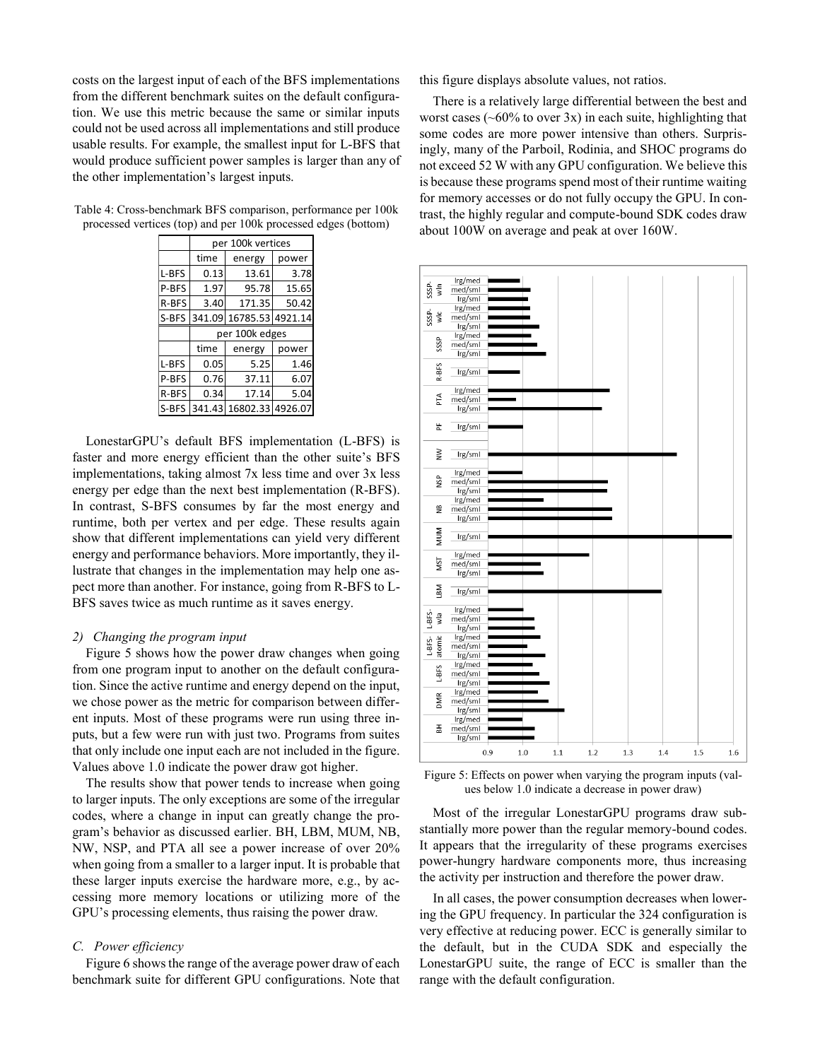costs on the largest input of each of the BFS implementations from the different benchmark suites on the default configuration. We use this metric because the same or similar inputs could not be used across all implementations and still produce usable results. For example, the smallest input for L-BFS that would produce sufficient power samples is larger than any of the other implementation's largest inputs.

Table 4: Cross-benchmark BFS comparison, performance per 100k processed vertices (top) and per 100k processed edges (bottom)

| | per 100k vertices | | |
|---|---|---|---|
| | time | energy | power |
| L-BFS | 0.13 | 13.61 | 3.78 |
| P-BFS | 1.97 | 95.78 | 15.65 |
| R-BFS | 3.40 | 171.35 | 50.42 |
| S-BFS | 341.09 | 16785.53 | 4921.14 |
| | per 100k edges | | |
| | time | energy | power |
| L-BFS | 0.05 | 5.25 | 1.46 |
| P-BFS | 0.76 | 37.11 | 6.07 |
| R-BFS | 0.34 | 17.14 | 5.04 |
| S-BFS | 341.43 | 16802.33 | 4926.07 |

LonestarGPU's default BFS implementation (L-BFS) is faster and more energy efficient than the other suite's BFS implementations, taking almost 7x less time and over 3x less energy per edge than the next best implementation (R-BFS). In contrast, S-BFS consumes by far the most energy and runtime, both per vertex and per edge. These results again show that different implementations can yield very different energy and performance behaviors. More importantly, they illustrate that changes in the implementation may help one aspect more than another. For instance, going from R-BFS to L-BFS saves twice as much runtime as it saves energy.

*2) Changing the program input*

Figure 5 shows how the power draw changes when going from one program input to another on the default configuration. Since the active runtime and energy depend on the input, we chose power as the metric for comparison between different inputs. Most of these programs were run using three inputs, but a few were run with just two. Programs from suites that only include one input each are not included in the figure. Values above 1.0 indicate the power draw got higher.

The results show that power tends to increase when going to larger inputs. The only exceptions are some of the irregular codes, where a change in input can greatly change the program's behavior as discussed earlier. BH, LBM, MUM, NB, NW, NSP, and PTA all see a power increase of over 20% when going from a smaller to a larger input. It is probable that these larger inputs exercise the hardware more, e.g., by accessing more memory locations or utilizing more of the GPU's processing elements, thus raising the power draw.

### *C. Power efficiency*

Figure 6 shows the range of the average power draw of each benchmark suite for different GPU configurations. Note that this figure displays absolute values, not ratios.

There is a relatively large differential between the best and worst cases (~60% to over 3x) in each suite, highlighting that some codes are more power intensive than others. Surprisingly, many of the Parboil, Rodinia, and SHOC programs do not exceed 52 W with any GPU configuration. We believe this is because these programs spend most of their runtime waiting for memory accesses or do not fully occupy the GPU. In contrast, the highly regular and compute-bound SDK codes draw about 100W on average and peak at over 160W.

Figure 5: Effects on power when varying the program inputs (values below 1.0 indicate a decrease in power draw)

Most of the irregular LonestarGPU programs draw substantially more power than the regular memory-bound codes. It appears that the irregularity of these programs exercises power-hungry hardware components more, thus increasing the activity per instruction and therefore the power draw.

In all cases, the power consumption decreases when lowering the GPU frequency. In particular the 324 configuration is very effective at reducing power. ECC is generally similar to the default, but in the CUDA SDK and especially the LonestarGPU suite, the range of ECC is smaller than the range with the default configuration.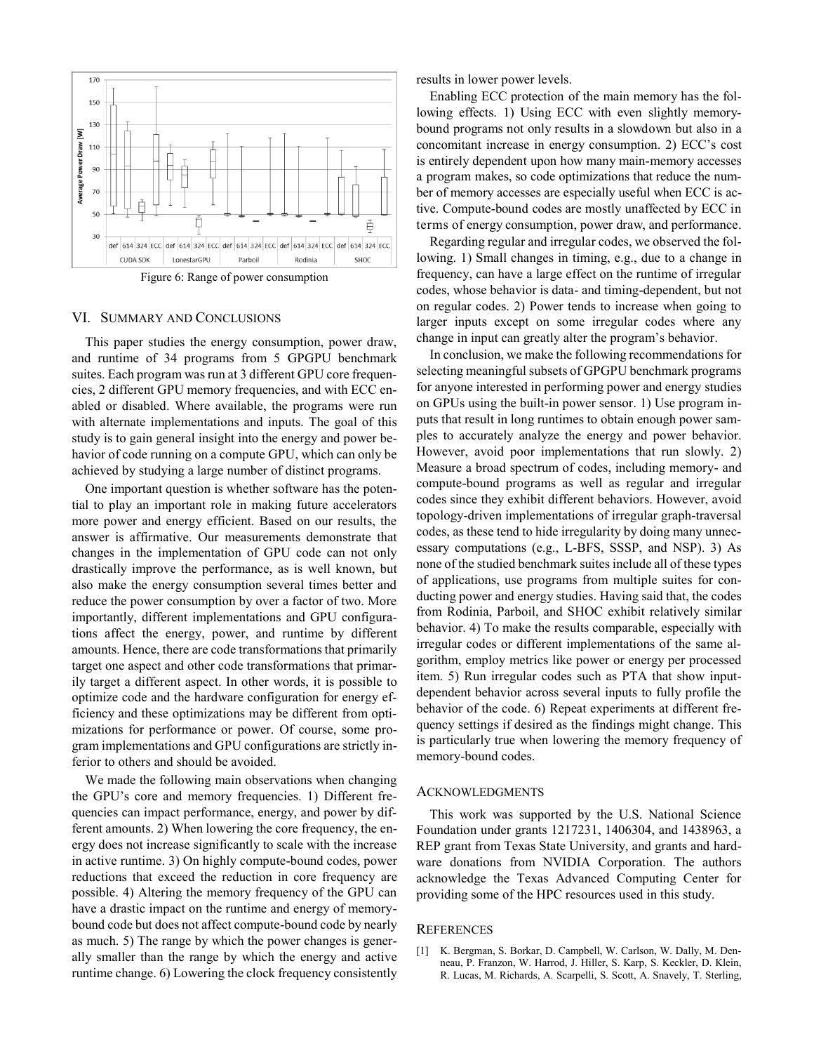Figure 6: Range of power consumption

## VI. Summary and Conclusions

This paper studies the energy consumption, power draw, and runtime of 34 programs from 5 GPGPU benchmark suites. Each program was run at 3 different GPU core frequencies, 2 different GPU memory frequencies, and with ECC enabled or disabled. Where available, the programs were run with alternate implementations and inputs. The goal of this study is to gain general insight into the energy and power behavior of code running on a compute GPU, which can only be achieved by studying a large number of distinct programs.

One important question is whether software has the potential to play an important role in making future accelerators more power and energy efficient. Based on our results, the answer is affirmative. Our measurements demonstrate that changes in the implementation of GPU code can not only drastically improve the performance, as is well known, but also make the energy consumption several times better and reduce the power consumption by over a factor of two. More importantly, different implementations and GPU configurations affect the energy, power, and runtime by different amounts. Hence, there are code transformations that primarily target one aspect and other code transformations that primarily target a different aspect. In other words, it is possible to optimize code and the hardware configuration for energy efficiency and these optimizations may be different from optimizations for performance or power. Of course, some program implementations and GPU configurations are strictly inferior to others and should be avoided.

We made the following main observations when changing the GPU's core and memory frequencies. 1) Different frequencies can impact performance, energy, and power by different amounts. 2) When lowering the core frequency, the energy does not increase significantly to scale with the increase in active runtime. 3) On highly compute-bound codes, power reductions that exceed the reduction in core frequency are possible. 4) Altering the memory frequency of the GPU can have a drastic impact on the runtime and energy of memory-bound code but does not affect compute-bound code by nearly as much. 5) The range by which the power changes is generally smaller than the range by which the energy and active runtime change. 6) Lowering the clock frequency consistently results in lower power levels.

Enabling ECC protection of the main memory has the following effects. 1) Using ECC with even slightly memory-bound programs not only results in a slowdown but also in a concomitant increase in energy consumption. 2) ECC's cost is entirely dependent upon how many main-memory accesses a program makes, so code optimizations that reduce the number of memory accesses are especially useful when ECC is active. Compute-bound codes are mostly unaffected by ECC in terms of energy consumption, power draw, and performance.

Regarding regular and irregular codes, we observed the following. 1) Small changes in timing, e.g., due to a change in frequency, can have a large effect on the runtime of irregular codes, whose behavior is data- and timing-dependent, but not on regular codes. 2) Power tends to increase when going to larger inputs except on some irregular codes where any change in input can greatly alter the program's behavior.

In conclusion, we make the following recommendations for selecting meaningful subsets of GPGPU benchmark programs for anyone interested in performing power and energy studies on GPUs using the built-in power sensor. 1) Use program inputs that result in long runtimes to obtain enough power samples to accurately analyze the energy and power behavior. However, avoid poor implementations that run slowly. 2) Measure a broad spectrum of codes, including memory- and compute-bound programs as well as regular and irregular codes since they exhibit different behaviors. However, avoid topology-driven implementations of irregular graph-traversal codes, as these tend to hide irregularity by doing many unnecessary computations (e.g., L-BFS, SSSP, and NSP). 3) As none of the studied benchmark suites include all of these types of applications, use programs from multiple suites for conducting power and energy studies. Having said that, the codes from Rodinia, Parboil, and SHOC exhibit relatively similar behavior. 4) To make the results comparable, especially with irregular codes or different implementations of the same algorithm, employ metrics like power or energy per processed item. 5) Run irregular codes such as PTA that show input-dependent behavior across several inputs to fully profile the behavior of the code. 6) Repeat experiments at different frequency settings if desired as the findings might change. This is particularly true when lowering the memory frequency of memory-bound codes.

## Acknowledgments

This work was supported by the U.S. National Science Foundation under grants 1217231, 1406304, and 1438963, a REP grant from Texas State University, and grants and hardware donations from NVIDIA Corporation. The authors acknowledge the Texas Advanced Computing Center for providing some of the HPC resources used in this study.

## References

[1] K. Bergman, S. Borkar, D. Campbell, W. Carlson, W. Dally, M. Denneau, P. Franzon, W. Harrod, J. Hiller, S. Karp, S. Keckler, D. Klein, R. Lucas, M. Richards, A. Scarpelli, S. Scott, A. Snavely, T. Sterling,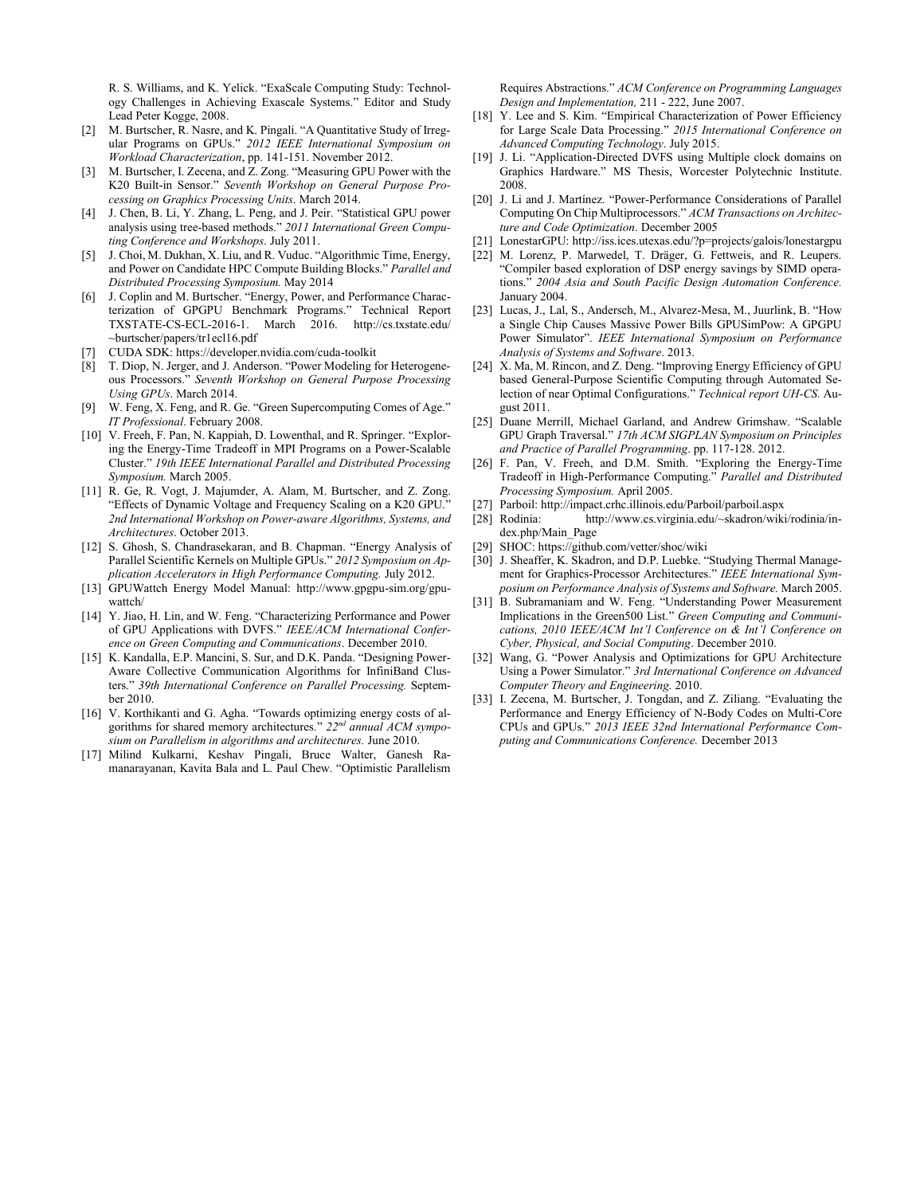R. S. Williams, and K. Yelick. "ExaScale Computing Study: Technology Challenges in Achieving Exascale Systems." Editor and Study Lead Peter Kogge, 2008.

[2] M. Burtscher, R. Nasre, and K. Pingali. "A Quantitative Study of Irregular Programs on GPUs." *2012 IEEE International Symposium on Workload Characterization*, pp. 141-151. November 2012.

[3] M. Burtscher, I. Zecena, and Z. Zong. "Measuring GPU Power with the K20 Built-in Sensor." *Seventh Workshop on General Purpose Processing on Graphics Processing Units*. March 2014.

[4] J. Chen, B. Li, Y. Zhang, L. Peng, and J. Peir. "Statistical GPU power analysis using tree-based methods." *2011 International Green Computing Conference and Workshops*. July 2011.

[5] J. Choi, M. Dukhan, X. Liu, and R. Vuduc. "Algorithmic Time, Energy, and Power on Candidate HPC Compute Building Blocks." *Parallel and Distributed Processing Symposium.* May 2014

[6] J. Coplin and M. Burtscher. "Energy, Power, and Performance Characterization of GPGPU Benchmark Programs." Technical Report TXSTATE-CS-ECL-2016-1. March 2016. http://cs.txstate.edu/~burtscher/papers/tr1ecl16.pdf

[7] CUDA SDK: https://developer.nvidia.com/cuda-toolkit

[8] T. Diop, N. Jerger, and J. Anderson. "Power Modeling for Heterogeneous Processors." *Seventh Workshop on General Purpose Processing Using GPUs*. March 2014.

[9] W. Feng, X. Feng, and R. Ge. "Green Supercomputing Comes of Age." *IT Professional*. February 2008.

[10] V. Freeh, F. Pan, N. Kappiah, D. Lowenthal, and R. Springer. "Exploring the Energy-Time Tradeoff in MPI Programs on a Power-Scalable Cluster." *19th IEEE International Parallel and Distributed Processing Symposium.* March 2005.

[11] R. Ge, R. Vogt, J. Majumder, A. Alam, M. Burtscher, and Z. Zong. "Effects of Dynamic Voltage and Frequency Scaling on a K20 GPU." *2nd International Workshop on Power-aware Algorithms, Systems, and Architectures*. October 2013.

[12] S. Ghosh, S. Chandrasekaran, and B. Chapman. "Energy Analysis of Parallel Scientific Kernels on Multiple GPUs." *2012 Symposium on Application Accelerators in High Performance Computing.* July 2012.

[13] GPUWattch Energy Model Manual: http://www.gpgpu-sim.org/gpuwattch/

[14] Y. Jiao, H. Lin, and W. Feng. "Characterizing Performance and Power of GPU Applications with DVFS." *IEEE/ACM International Conference on Green Computing and Communications*. December 2010.

[15] K. Kandalla, E.P. Mancini, S. Sur, and D.K. Panda. "Designing Power-Aware Collective Communication Algorithms for InfiniBand Clusters." *39th International Conference on Parallel Processing.* September 2010.

[16] V. Korthikanti and G. Agha. "Towards optimizing energy costs of algorithms for shared memory architectures." *22nd annual ACM symposium on Parallelism in algorithms and architectures.* June 2010.

[17] Milind Kulkarni, Keshav Pingali, Bruce Walter, Ganesh Ramanarayanan, Kavita Bala and L. Paul Chew. "Optimistic Parallelism Requires Abstractions." *ACM Conference on Programming Languages Design and Implementation,* 211 - 222, June 2007.

[18] Y. Lee and S. Kim. "Empirical Characterization of Power Efficiency for Large Scale Data Processing." *2015 International Conference on Advanced Computing Technology*. July 2015.

[19] J. Li. "Application-Directed DVFS using Multiple clock domains on Graphics Hardware." MS Thesis, Worcester Polytechnic Institute. 2008.

[20] J. Li and J. Martínez. "Power-Performance Considerations of Parallel Computing On Chip Multiprocessors." *ACM Transactions on Architecture and Code Optimization*. December 2005

[21] LonestarGPU: http://iss.ices.utexas.edu/?p=projects/galois/lonestargpu

[22] M. Lorenz, P. Marwedel, T. Dräger, G. Fettweis, and R. Leupers. "Compiler based exploration of DSP energy savings by SIMD operations." *2004 Asia and South Pacific Design Automation Conference.* January 2004.

[23] Lucas, J., Lal, S., Andersch, M., Alvarez-Mesa, M., Juurlink, B. "How a Single Chip Causes Massive Power Bills GPUSimPow: A GPGPU Power Simulator". *IEEE International Symposium on Performance Analysis of Systems and Software*. 2013.

[24] X. Ma, M. Rincon, and Z. Deng. "Improving Energy Efficiency of GPU based General-Purpose Scientific Computing through Automated Selection of near Optimal Configurations." *Technical report UH-CS.* August 2011.

[25] Duane Merrill, Michael Garland, and Andrew Grimshaw. "Scalable GPU Graph Traversal." *17th ACM SIGPLAN Symposium on Principles and Practice of Parallel Programming*. pp. 117-128. 2012.

[26] F. Pan, V. Freeh, and D.M. Smith. "Exploring the Energy-Time Tradeoff in High-Performance Computing." *Parallel and Distributed Processing Symposium.* April 2005.

[27] Parboil: http://impact.crhc.illinois.edu/Parboil/parboil.aspx

[28] Rodinia: http://www.cs.virginia.edu/~skadron/wiki/rodinia/index.php/Main_Page

[29] SHOC: https://github.com/vetter/shoc/wiki

[30] J. Sheaffer, K. Skadron, and D.P. Luebke. "Studying Thermal Management for Graphics-Processor Architectures." *IEEE International Symposium on Performance Analysis of Systems and Software.* March 2005.

[31] B. Subramaniam and W. Feng. "Understanding Power Measurement Implications in the Green500 List." *Green Computing and Communications, 2010 IEEE/ACM Int'l Conference on & Int'l Conference on Cyber, Physical, and Social Computing*. December 2010.

[32] Wang, G. "Power Analysis and Optimizations for GPU Architecture Using a Power Simulator." *3rd International Conference on Advanced Computer Theory and Engineering.* 2010.

[33] I. Zecena, M. Burtscher, J. Tongdan, and Z. Ziliang. "Evaluating the Performance and Energy Efficiency of N-Body Codes on Multi-Core CPUs and GPUs." *2013 IEEE 32nd International Performance Computing and Communications Conference.* December 2013